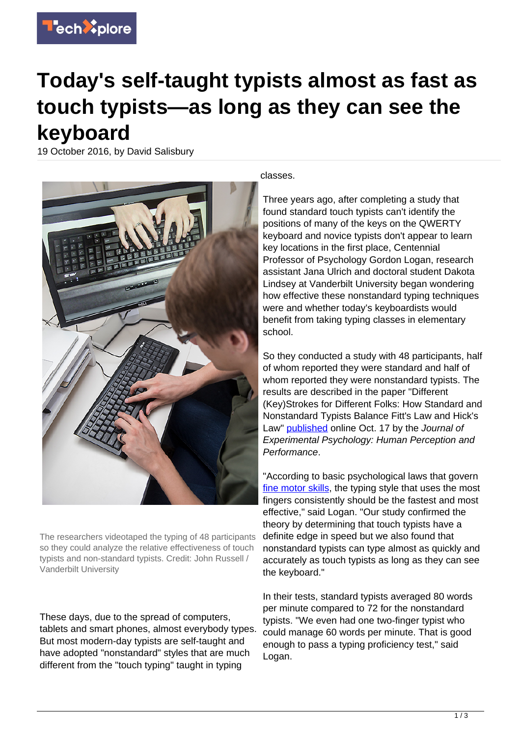# Today's self-taught typists almost as fast as touch typists—as long as they can see the keyboard

19 October 2016, by David Salisbury

The researchers videotaped the typing of 48 participants so they could analyze the relative effectiveness of touch typists and non-standard typists. Credit: John Russell / Vanderbilt University

These days, due to the spread of computers, tablets and smart phones, almost everybody types. But most modern-day typists are self-taught and have adopted "nonstandard" styles that are much different from the "touch typing" taught in typing classes.

Three years ago, after completing a study that found standard touch typists can't identify the positions of many of the keys on the QWERTY keyboard and novice typists don't appear to learn key locations in the first place, Centennial Professor of Psychology Gordon Logan, research assistant Jana Ulrich and doctoral student Dakota Lindsey at Vanderbilt University began wondering how effective these nonstandard typing techniques were and whether today's keyboardists would benefit from taking typing classes in elementary school.

So they conducted a study with 48 participants, half of whom reported they were standard and half of whom reported they were nonstandard typists. The results are described in the paper "Different (Key)Strokes for Different Folks: How Standard and Nonstandard Typists Balance Fitt's Law and Hick's Law" published online Oct. 17 by the *Journal of Experimental Psychology: Human Perception and Performance*.

"According to basic psychological laws that govern fine motor skills, the typing style that uses the most fingers consistently should be the fastest and most effective," said Logan. "Our study confirmed the theory by determining that touch typists have a definite edge in speed but we also found that nonstandard typists can type almost as quickly and accurately as touch typists as long as they can see the keyboard."

In their tests, standard typists averaged 80 words per minute compared to 72 for the nonstandard typists. "We even had one two-finger typist who could manage 60 words per minute. That is good enough to pass a typing proficiency test," said Logan.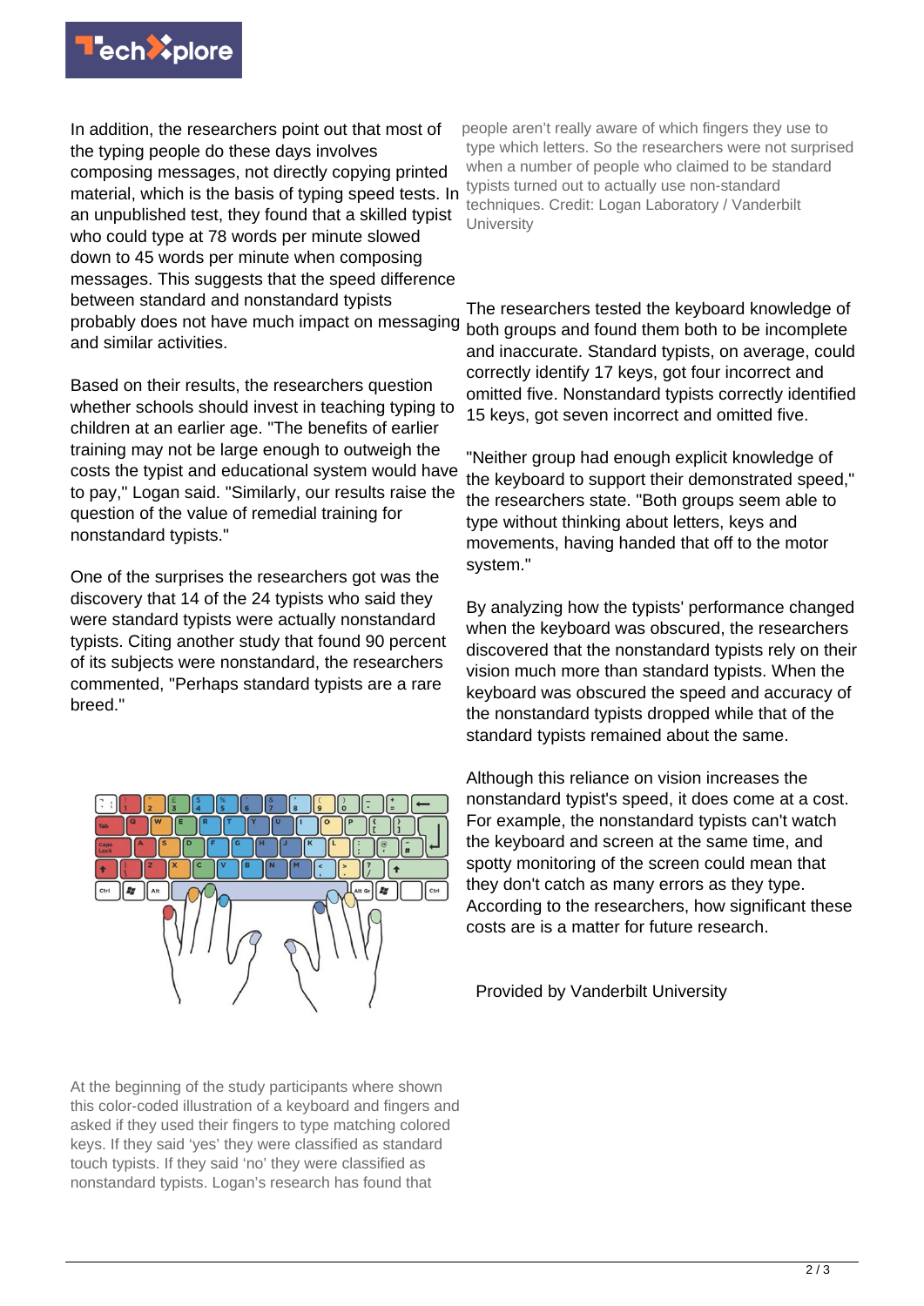In addition, the researchers point out that most of the typing people do these days involves composing messages, not directly copying printed material, which is the basis of typing speed tests. In an unpublished test, they found that a skilled typist who could type at 78 words per minute slowed down to 45 words per minute when composing messages. This suggests that the speed difference between standard and nonstandard typists probably does not have much impact on messaging and similar activities.

Based on their results, the researchers question whether schools should invest in teaching typing to children at an earlier age. "The benefits of earlier training may not be large enough to outweigh the costs the typist and educational system would have to pay," Logan said. "Similarly, our results raise the question of the value of remedial training for nonstandard typists."

One of the surprises the researchers got was the discovery that 14 of the 24 typists who said they were standard typists were actually nonstandard typists. Citing another study that found 90 percent of its subjects were nonstandard, the researchers commented, "Perhaps standard typists are a rare breed."

At the beginning of the study participants where shown this color-coded illustration of a keyboard and fingers and asked if they used their fingers to type matching colored keys. If they said 'yes' they were classified as standard touch typists. If they said 'no' they were classified as nonstandard typists. Logan's research has found that people aren't really aware of which fingers they use to type which letters. So the researchers were not surprised when a number of people who claimed to be standard typists turned out to actually use non-standard techniques. Credit: Logan Laboratory / Vanderbilt University

The researchers tested the keyboard knowledge of both groups and found them both to be incomplete and inaccurate. Standard typists, on average, could correctly identify 17 keys, got four incorrect and omitted five. Nonstandard typists correctly identified 15 keys, got seven incorrect and omitted five.

"Neither group had enough explicit knowledge of the keyboard to support their demonstrated speed," the researchers state. "Both groups seem able to type without thinking about letters, keys and movements, having handed that off to the motor system."

By analyzing how the typists' performance changed when the keyboard was obscured, the researchers discovered that the nonstandard typists rely on their vision much more than standard typists. When the keyboard was obscured the speed and accuracy of the nonstandard typists dropped while that of the standard typists remained about the same.

Although this reliance on vision increases the nonstandard typist's speed, it does come at a cost. For example, the nonstandard typists can't watch the keyboard and screen at the same time, and spotty monitoring of the screen could mean that they don't catch as many errors as they type. According to the researchers, how significant these costs are is a matter for future research.

Provided by Vanderbilt University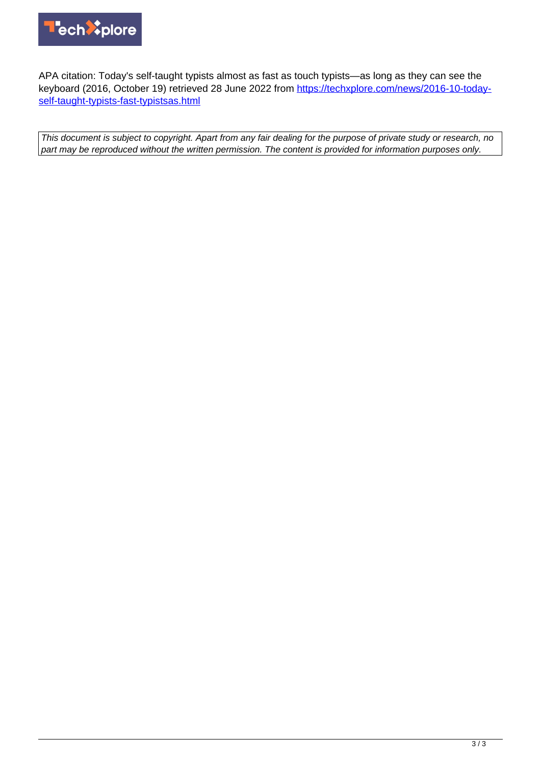APA citation: Today's self-taught typists almost as fast as touch typists—as long as they can see the keyboard (2016, October 19) retrieved 28 June 2022 from https://techxplore.com/news/2016-10-today-self-taught-typists-fast-typistsas.html

*This document is subject to copyright. Apart from any fair dealing for the purpose of private study or research, no part may be reproduced without the written permission. The content is provided for information purposes only.*